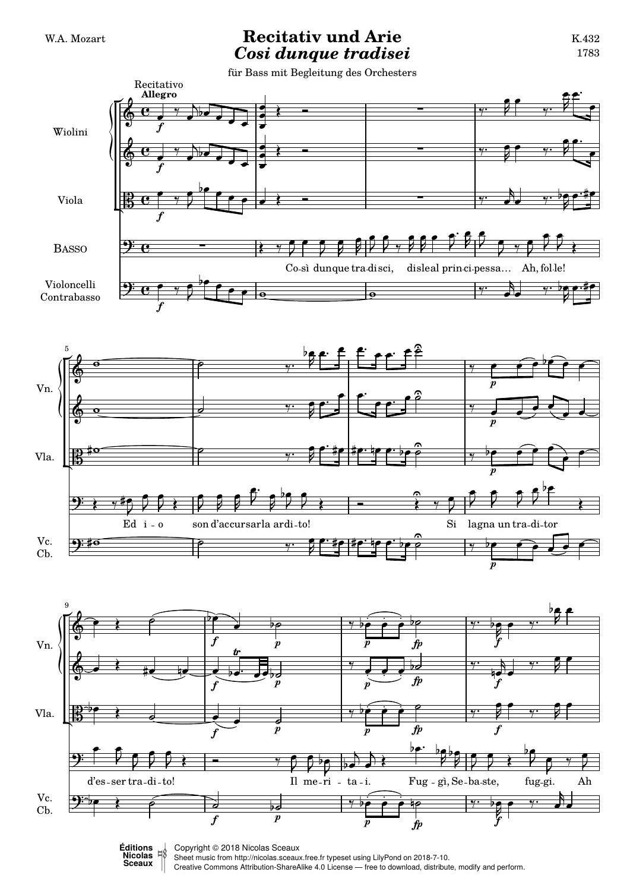W.A. Mozart

# Recitativ und Arie

## *Cosi dunque tradisei*

K.432
1783

für Bass mit Begleitung des Orchesters

Copyright © 2018 Nicolas Sceaux
Sheet music from http://nicolas.sceaux.free.fr typeset using LilyPond on 2018-7-10.
Creative Commons Attribution-ShareAlike 4.0 License — free to download, distribute, modify and perform.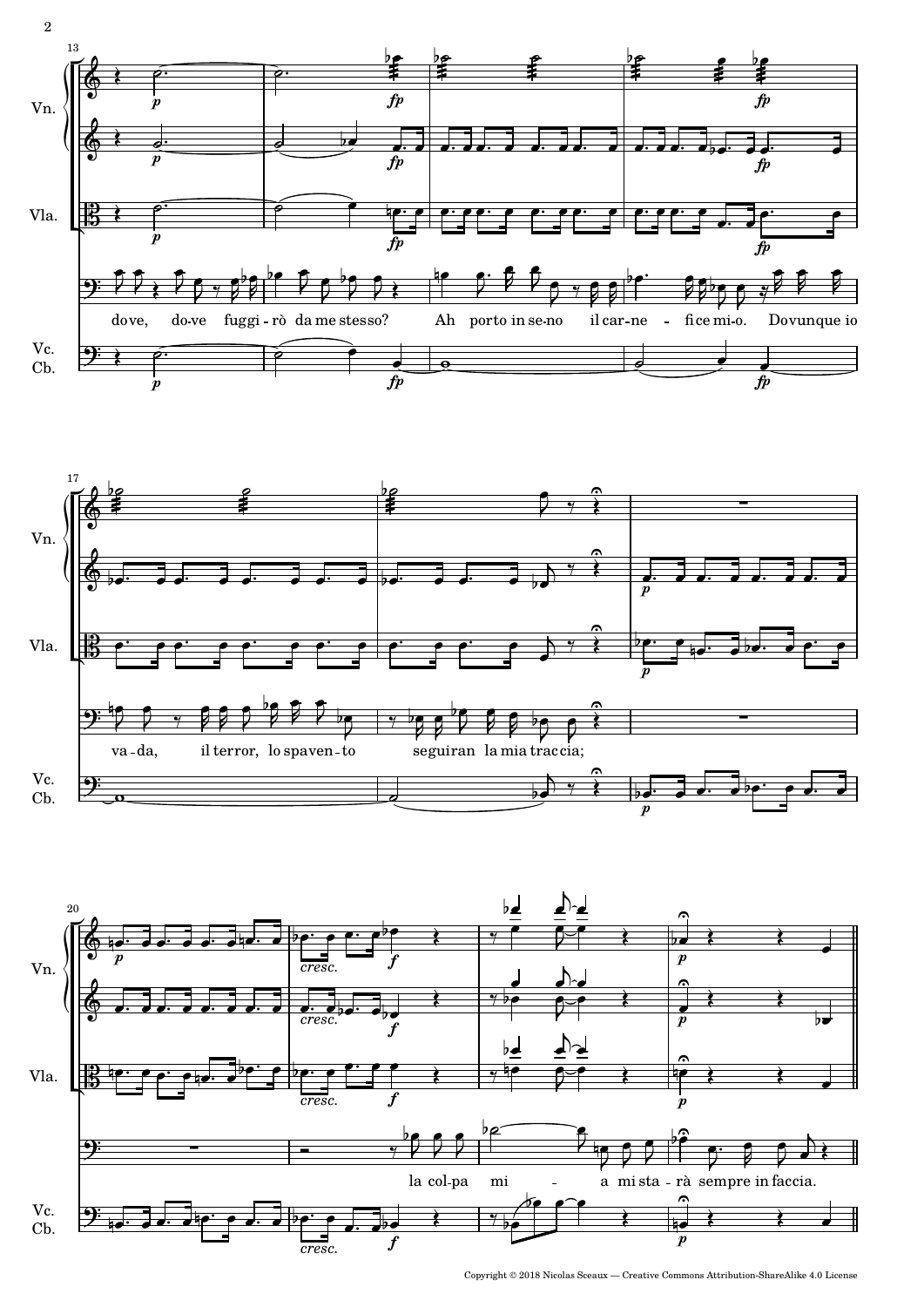dove, dove fuggirò da me stesso? Ah porto in seno il carnefice mio. Dovunque io

vada, il terror, lo spavento seguiran la mia traccia;

la colpa mia mi starà sempre in faccia.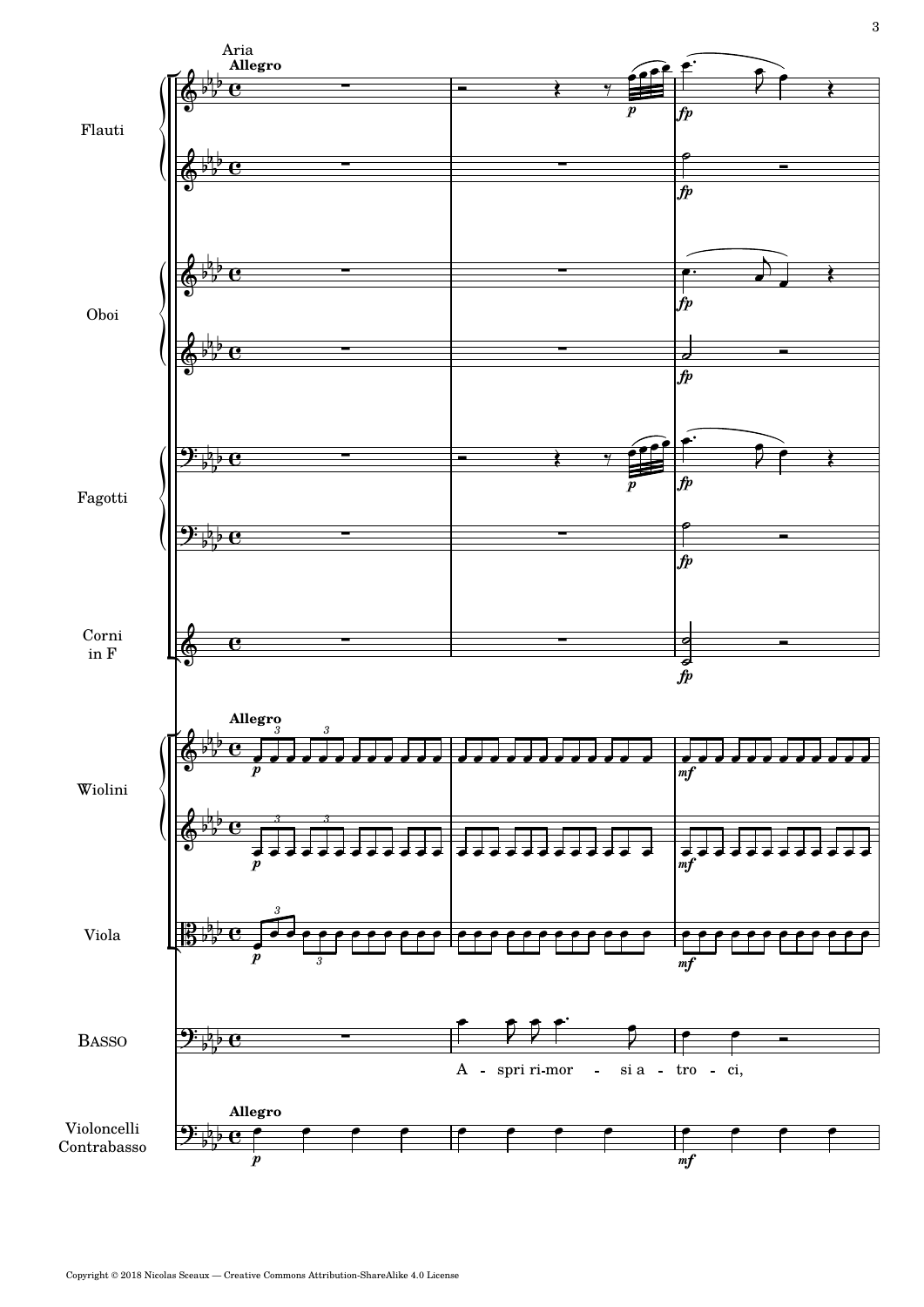Aria

**Allegro**

Flauti

Oboi

Fagotti

Corni in F

Wiolini

Viola

Basso

A - spri ri-mor - si a - tro - ci,

Violoncelli Contrabasso

Copyright © 2018 Nicolas Sceaux — Creative Commons Attribution-ShareAlike 4.0 License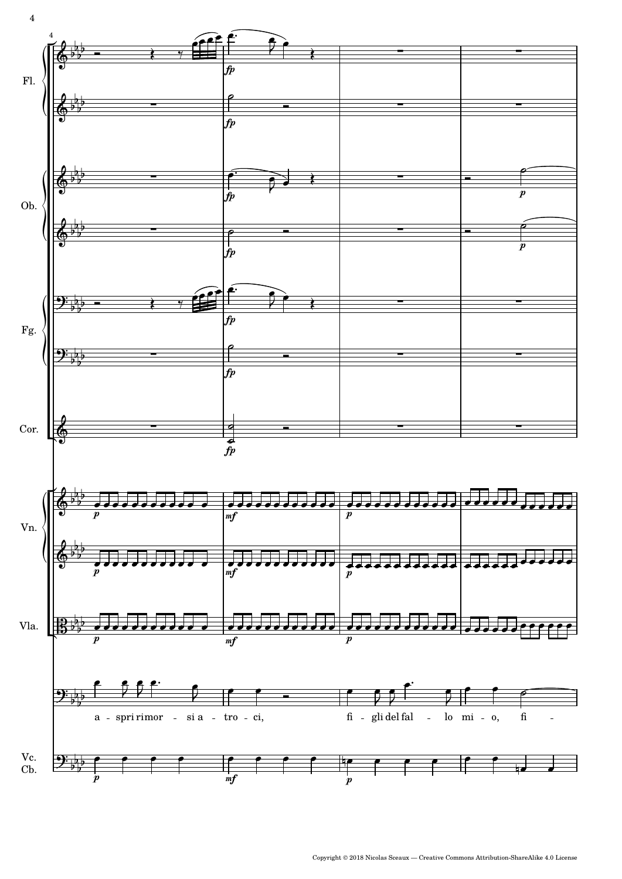a - spri rimor - si a - tro - ci, fi - gli del fal - lo mi - o, fi -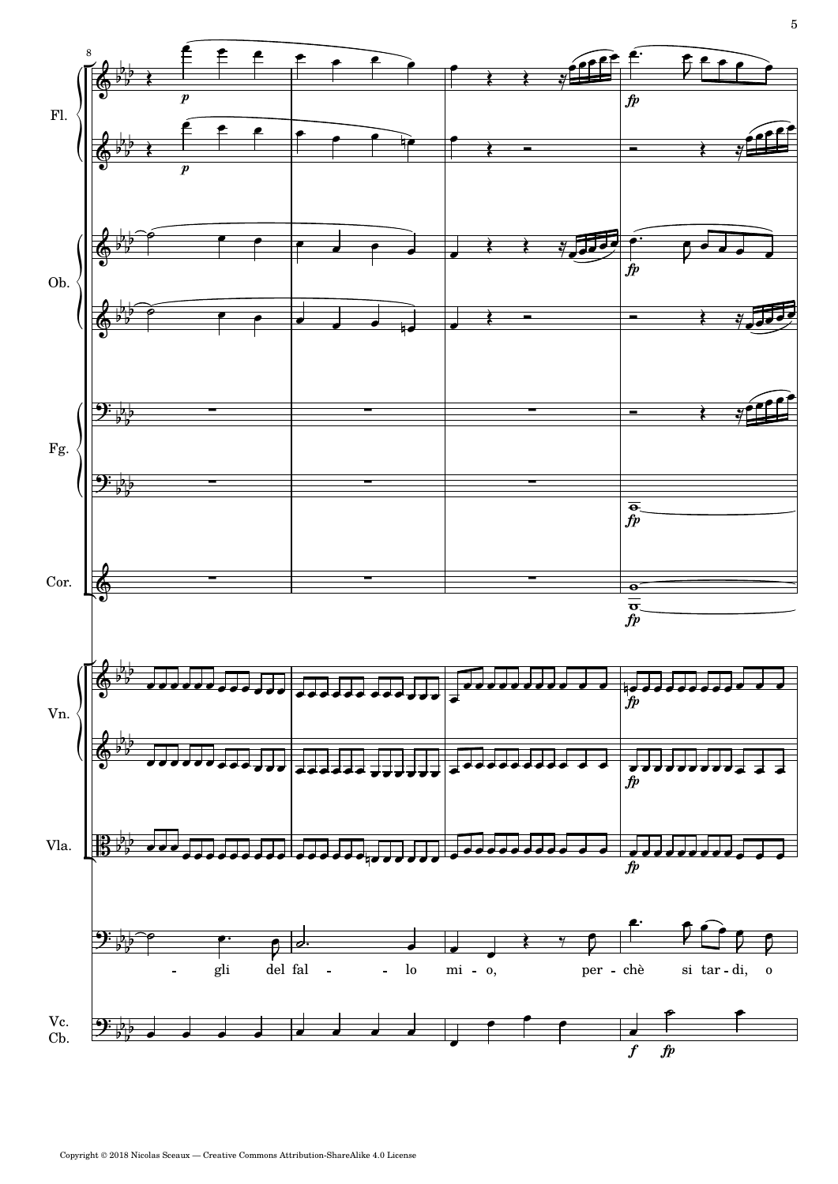- gli del fal - - lo mi - o, per - chè si tar - di, o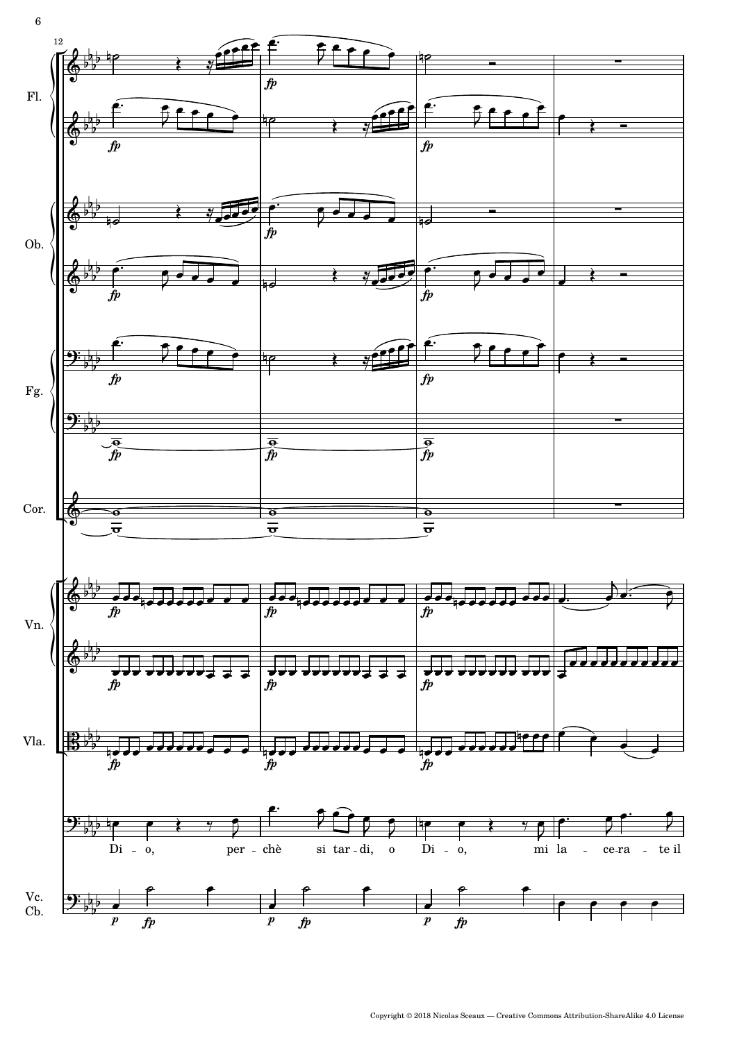Fl.

Ob.

Fg.

Cor.

Vn.

Vla.

Di - o, per - chè si tar - di, o Di - o, mi la - ce - ra - te il

Vc. Cb.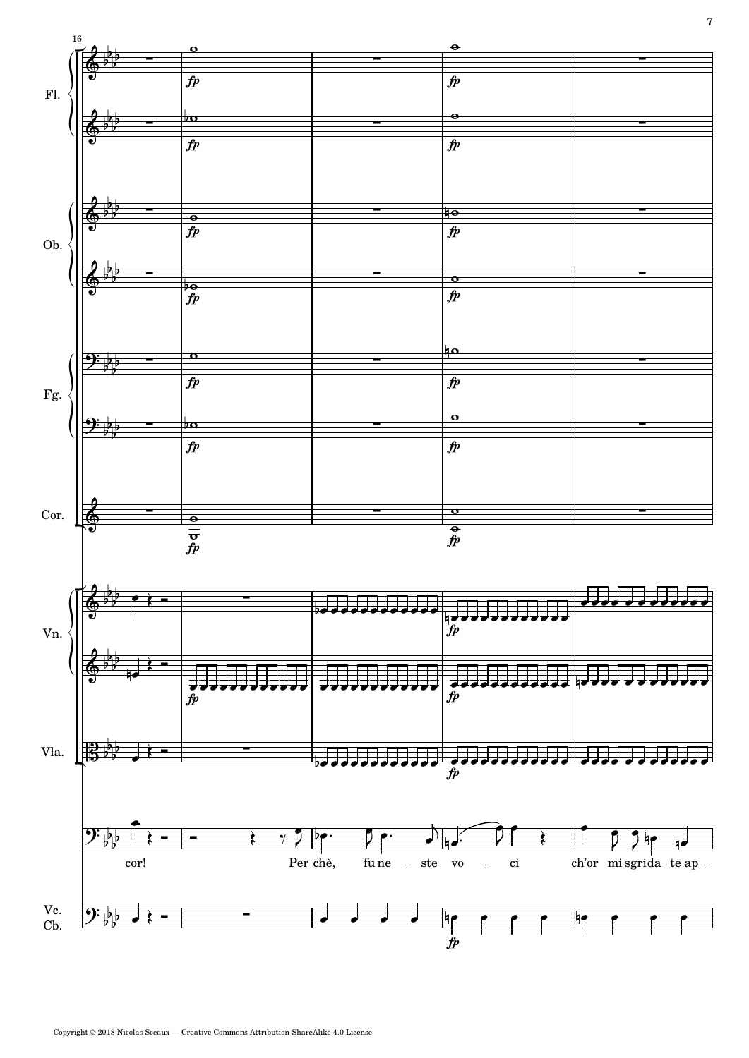cor! Per-chè, fu-ne - ste vo - ci ch'or mi sgrida-te ap -

Copyright © 2018 Nicolas Sceaux — Creative Commons Attribution-ShareAlike 4.0 License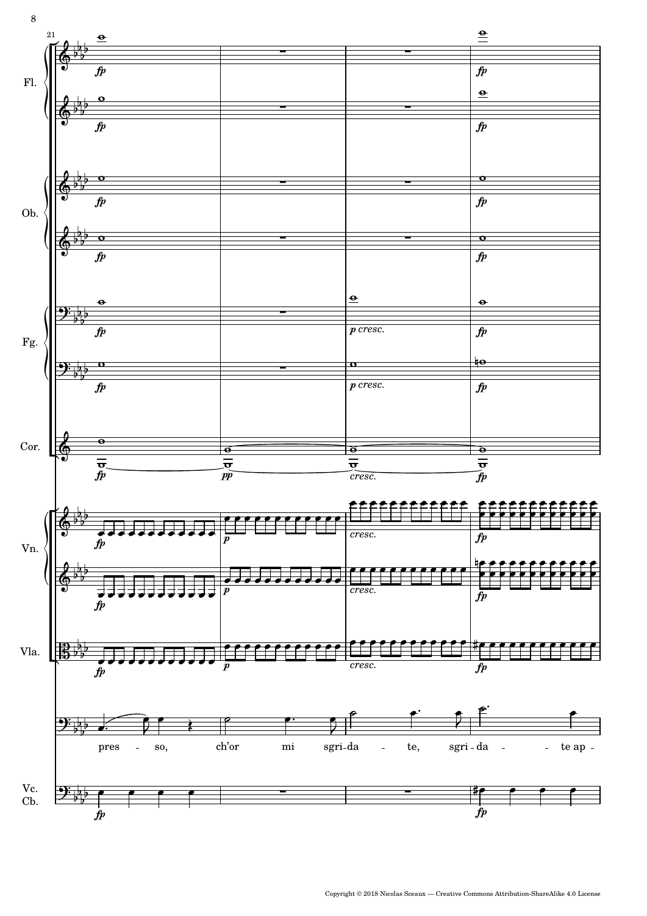Fl.

Ob.

Fg.

Cor.

Vn.

Vla.

pres - so, ch'or mi sgri-da - te, sgri-da - - te ap -

Vc.
Cb.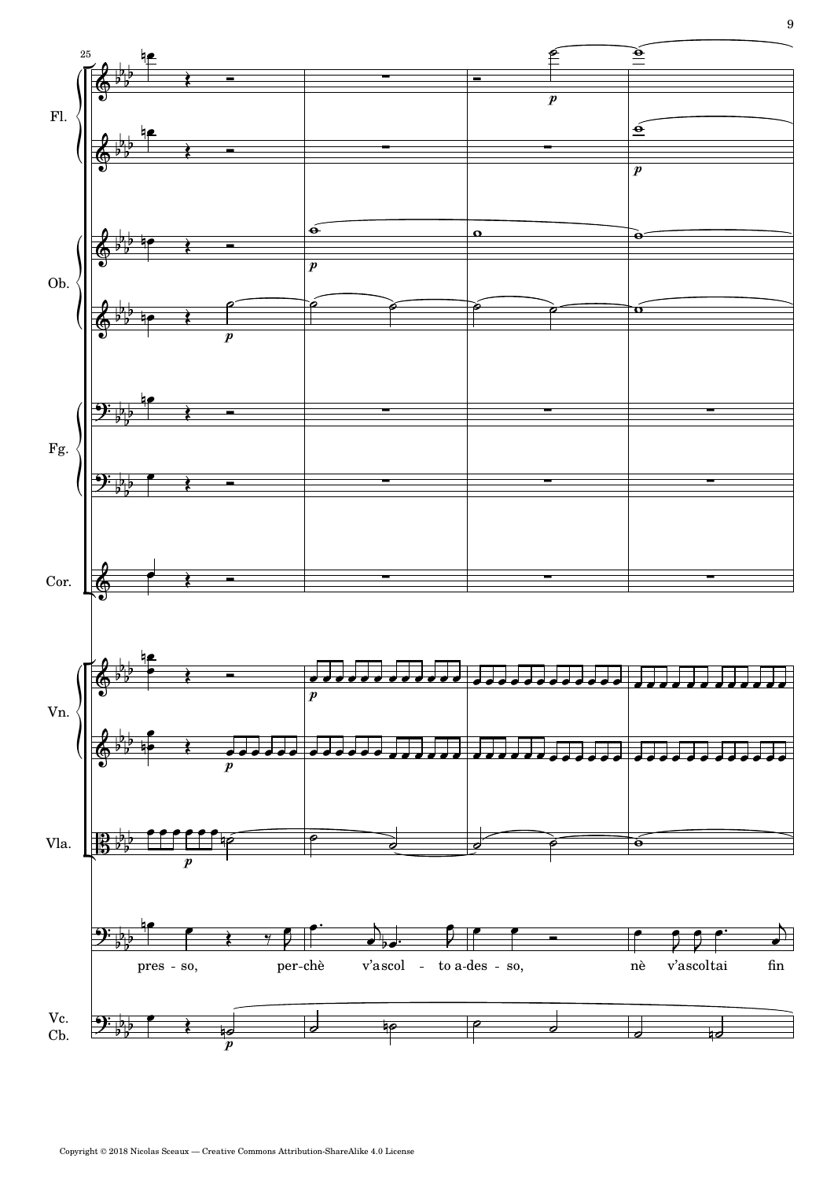25

Fl.

Ob.

Fg.

Cor.

Vn.

Vla.

pres - so, per-chè v'ascol - to a-des - so, nè v'ascoltai fin

Vc.
Cb.

Copyright © 2018 Nicolas Sceaux — Creative Commons Attribution-ShareAlike 4.0 License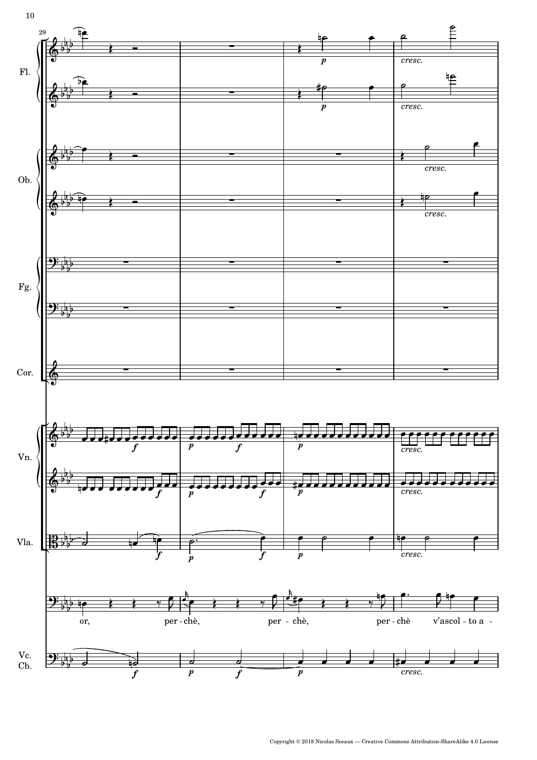Fl.

Ob.

Fg.

Cor.

Vn.

Vla.

Vc.
Cb.

or, per - chè, per - chè, per - chè v'ascol - to a -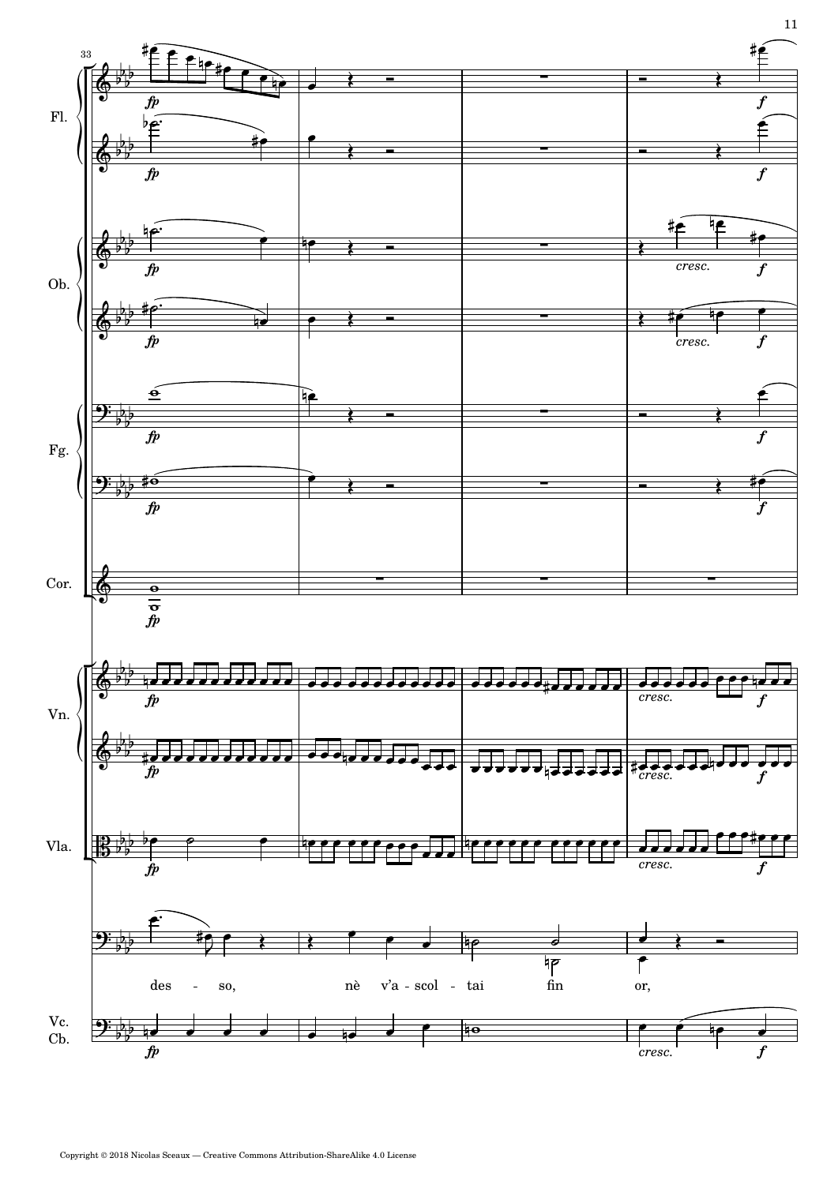Fl.

Ob.

Fg.

Cor.

Vn.

Vla.

des - so, nè v'a - scol - tai fin or,

Vc. Cb.

Copyright © 2018 Nicolas Sceaux — Creative Commons Attribution-ShareAlike 4.0 License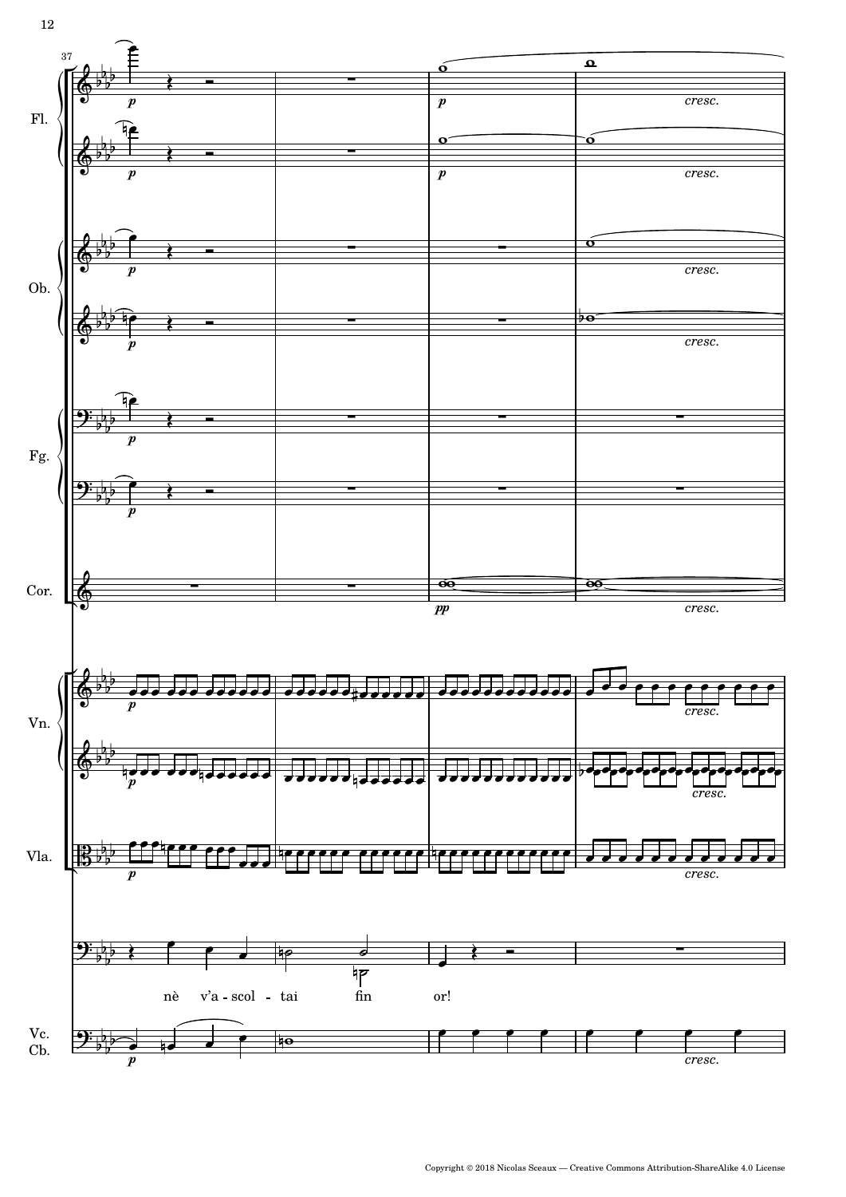nè v'a-scol-tai fin or!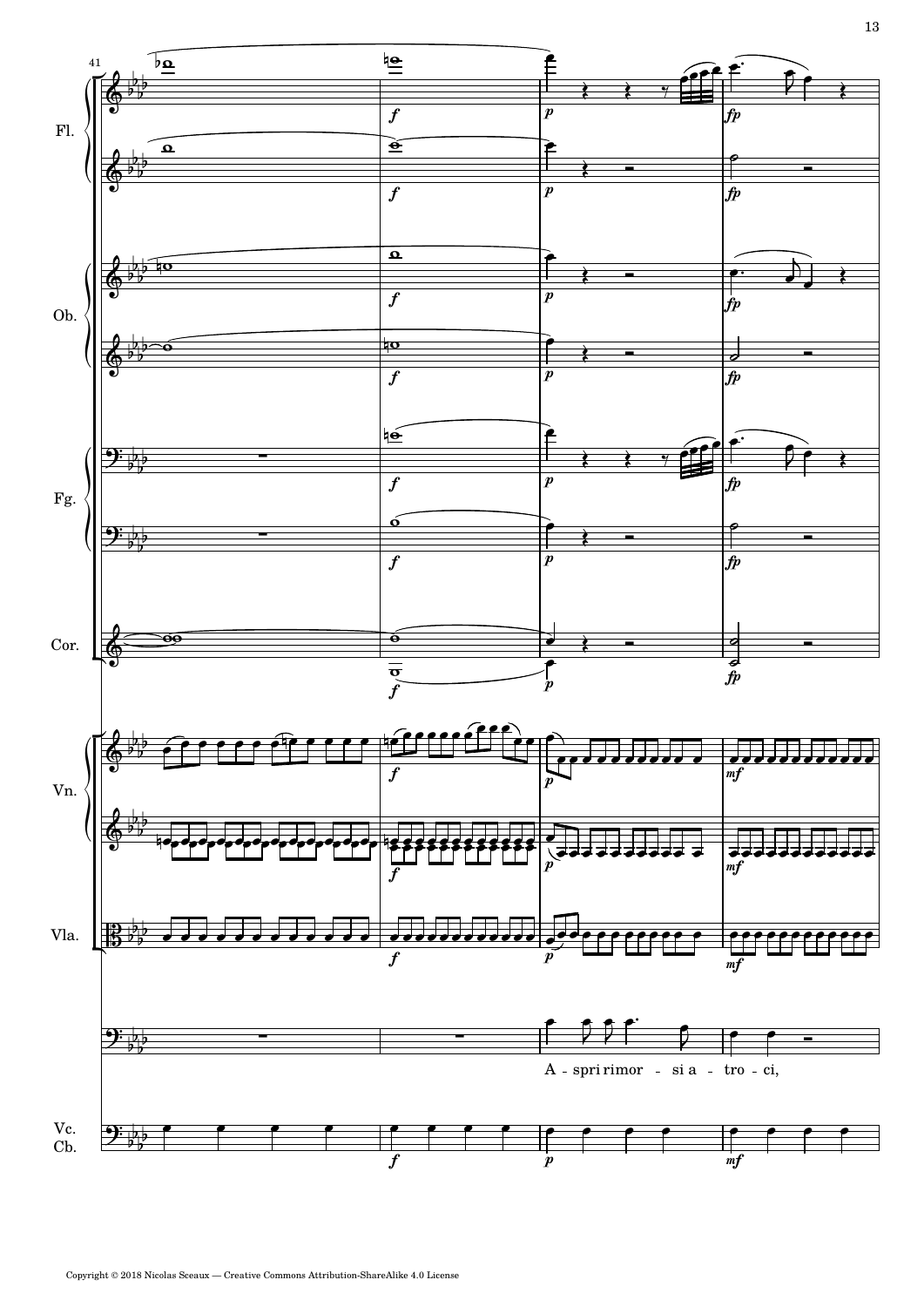Fl.

Ob.

Fg.

Cor.

Vn.

Vla.

A - spri rimor - si a - tro - ci,

Vc. Cb.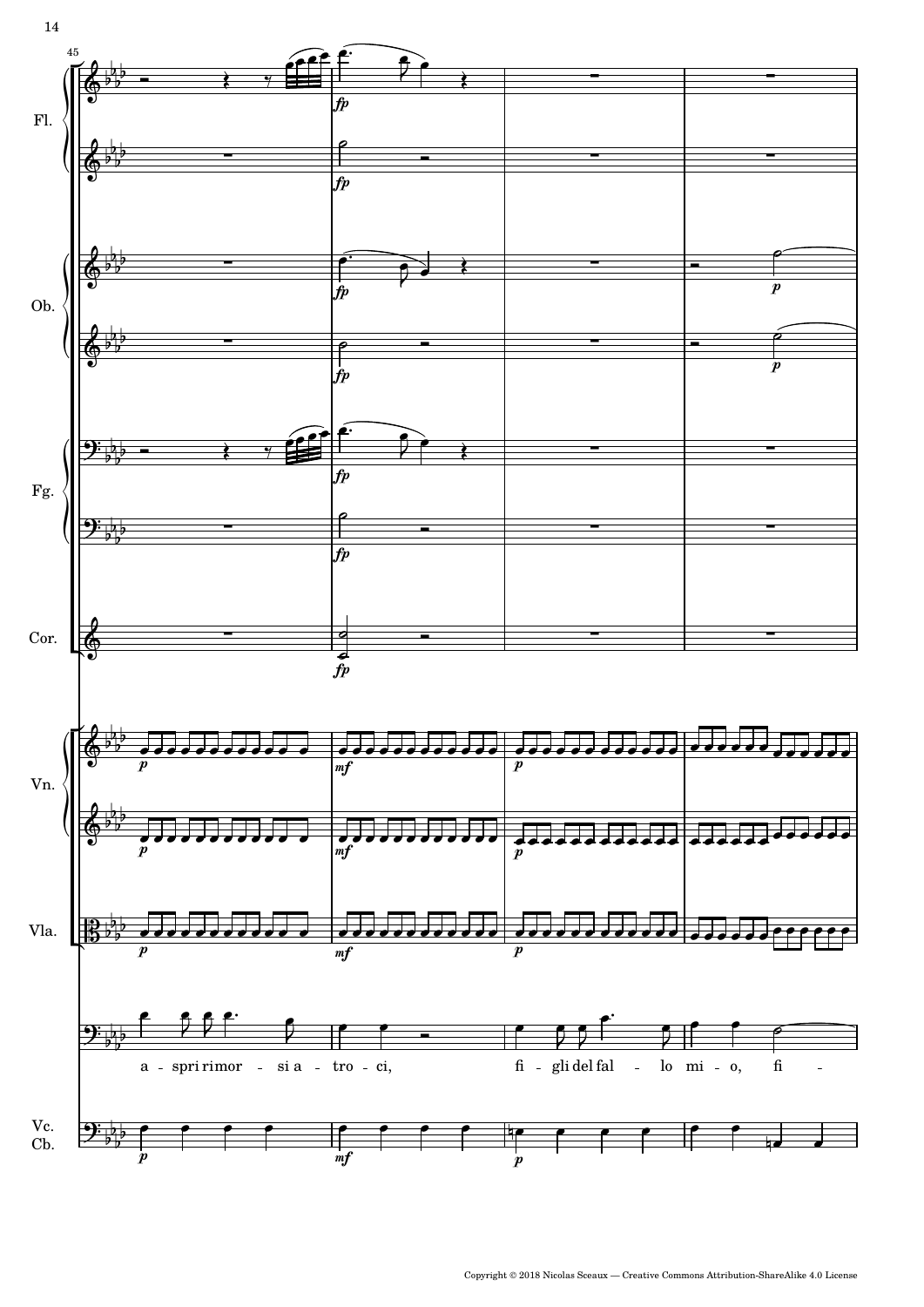a - spri rimor - si a - tro - ci, fi - gli del fal - lo mi - o, fi -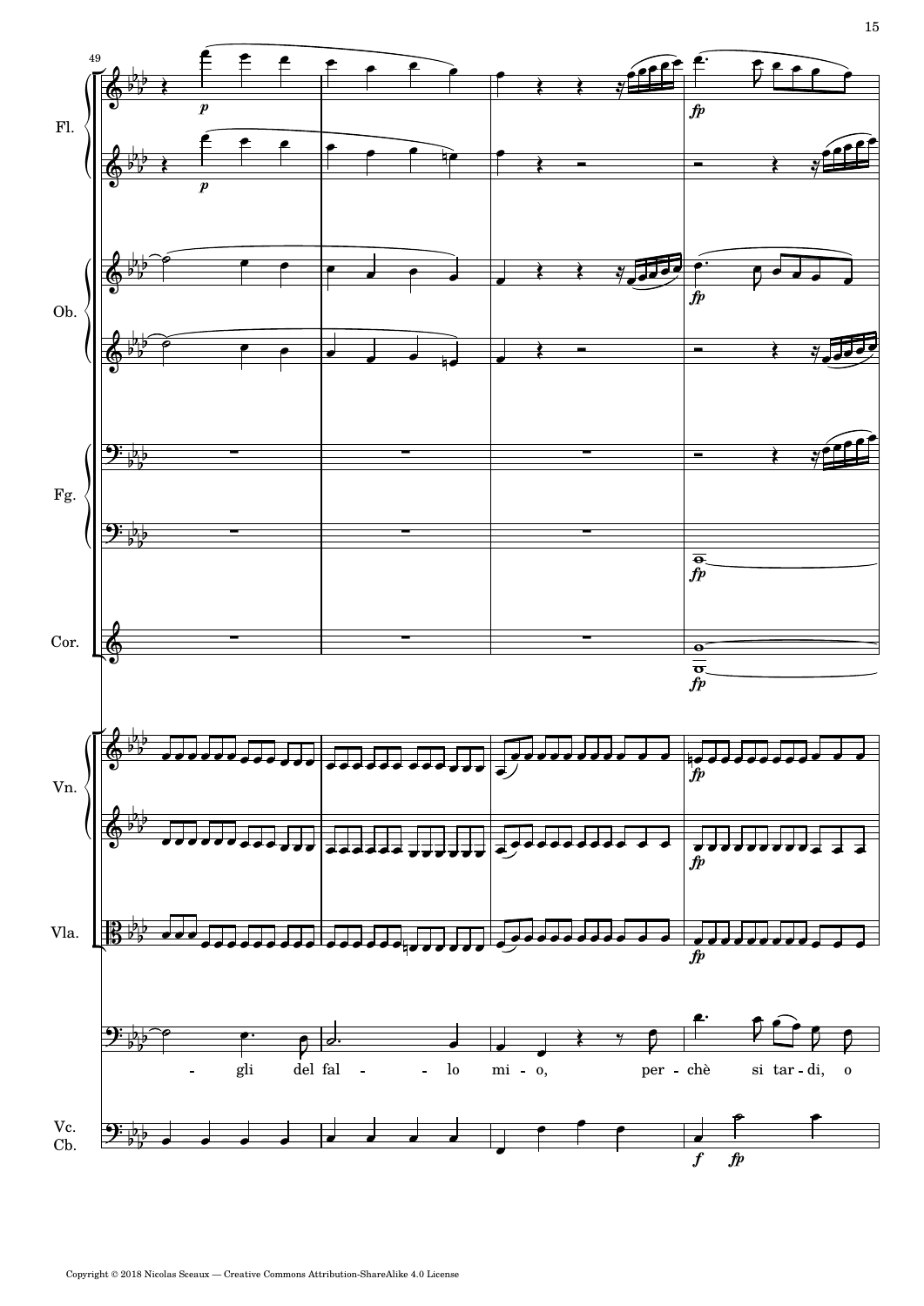Fl.

Ob.

Fg.

Cor.

Vn.

Vla.

- gli del fal - - lo mi - o, per - chè si tar - di, o

Vc. Cb.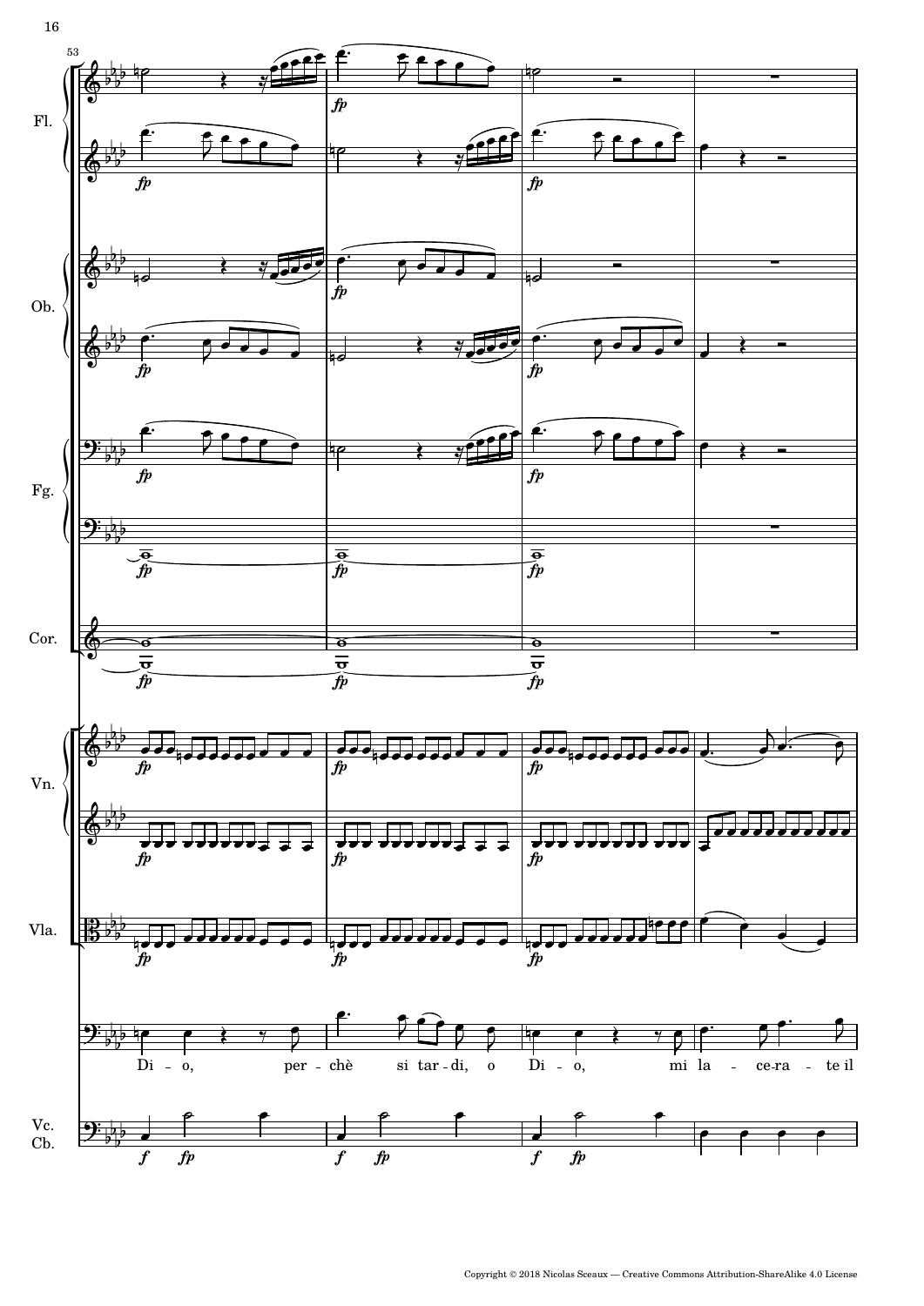Fl.

Ob.

Fg.

Cor.

Vn.

Vla.

Di - o, per - chè si tar - di, o Di - o, mi la - ce-ra - te il

Vc.
Cb.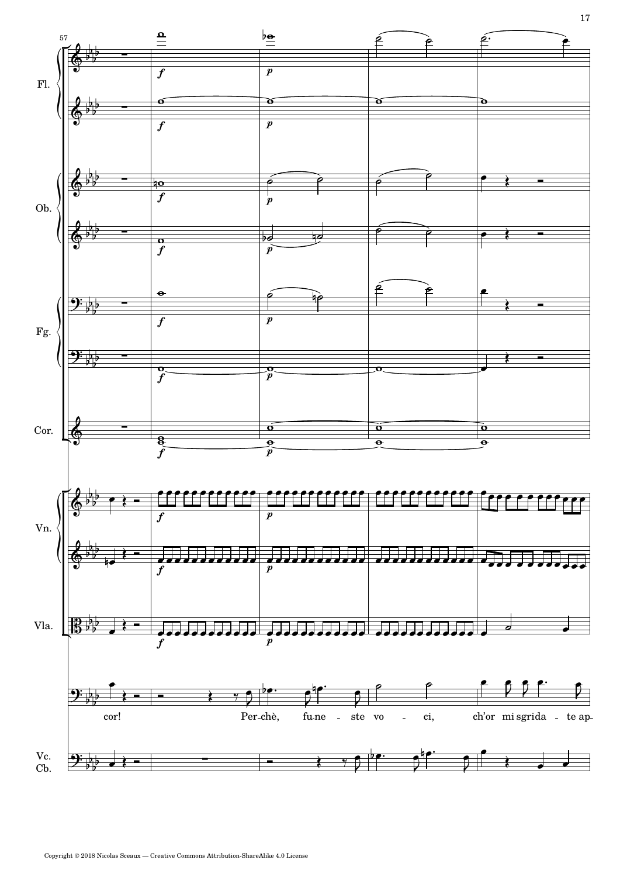57

Fl.

Ob.

Fg.

Cor.

Vn.

Vla.

cor! Per-chè, fu-ne - ste vo - ci, ch'or mi sgrida - te ap-

Vc.
Cb.

Copyright © 2018 Nicolas Sceaux — Creative Commons Attribution-ShareAlike 4.0 License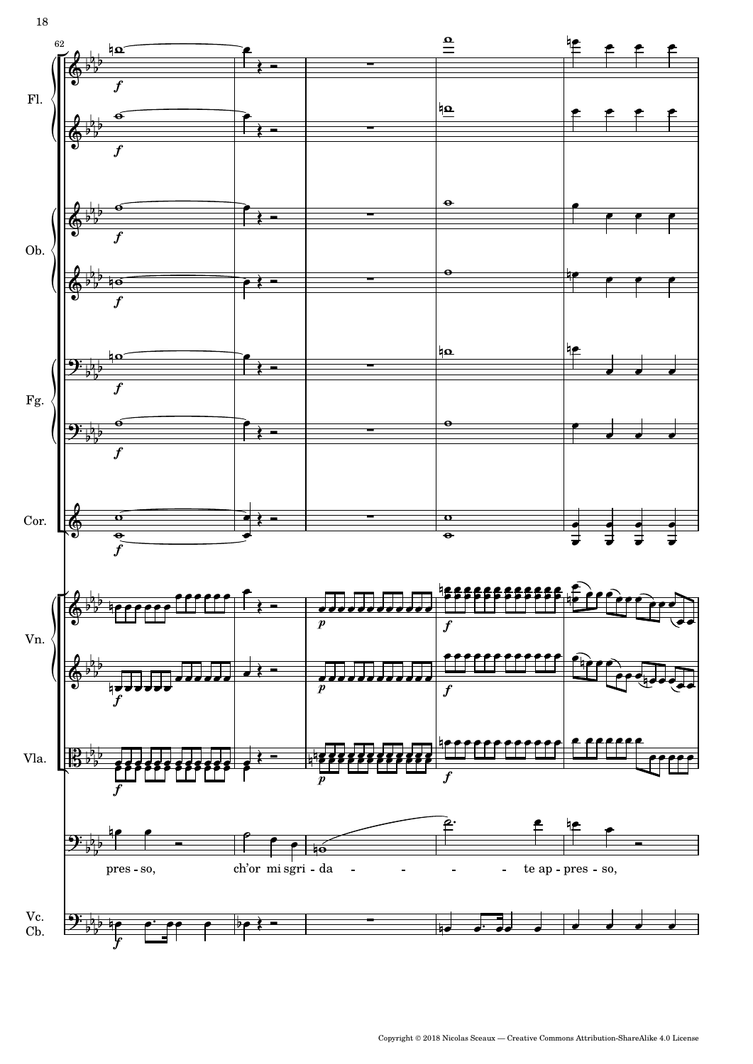62

Fl.

Ob.

Fg.

Cor.

Vn.

Vla.

pres - so, ch'or mi sgri - da - - - - te ap - pres - so,

Vc. Cb.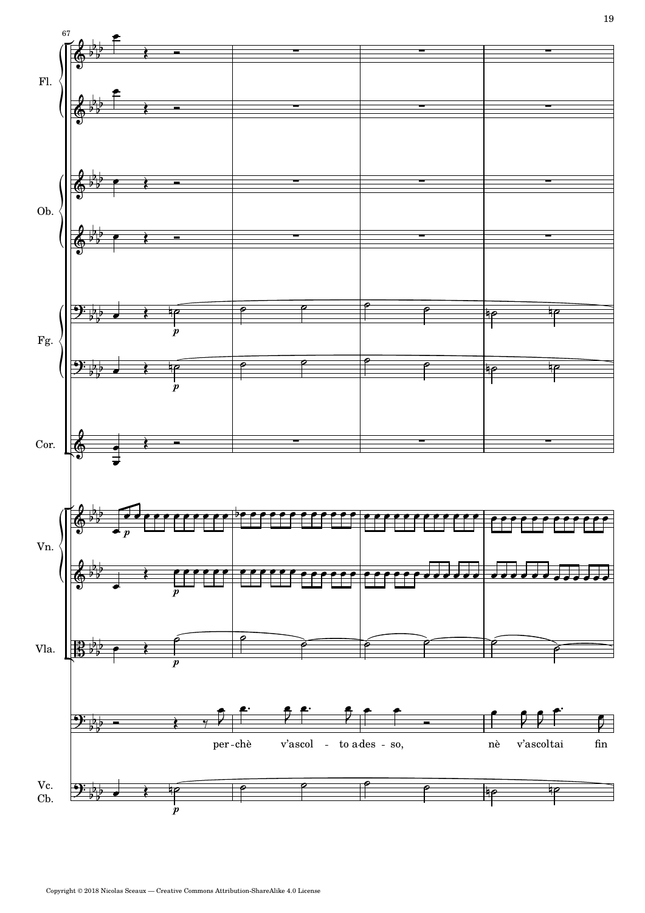per-chè v'ascol - to a-des - so, nè v'ascoltai fin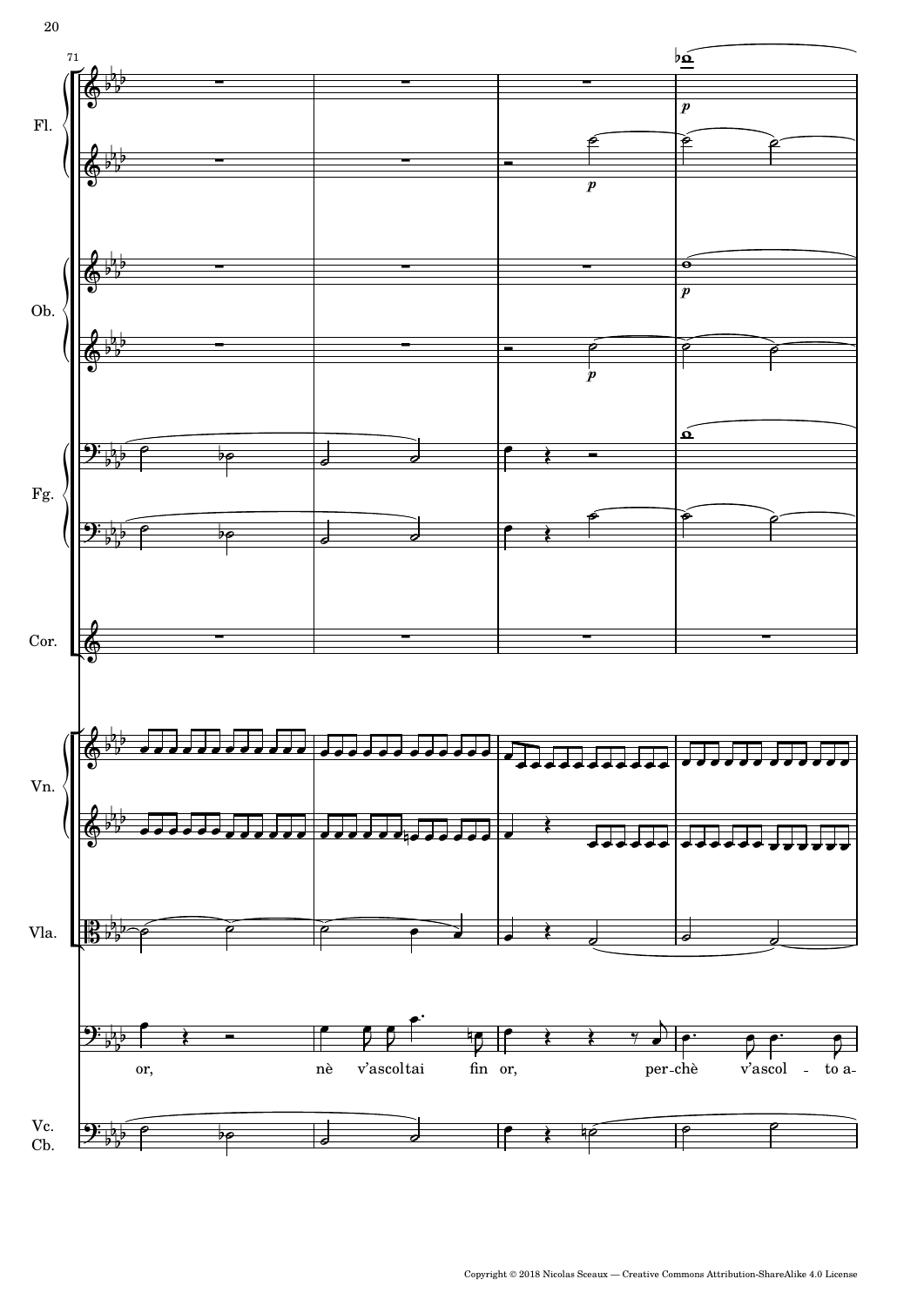71

Fl.

Ob.

Fg.

Cor.

Vn.

Vla.

or, nè v'ascoltai fin or, per-chè v'ascol - to a-

Vc.
Cb.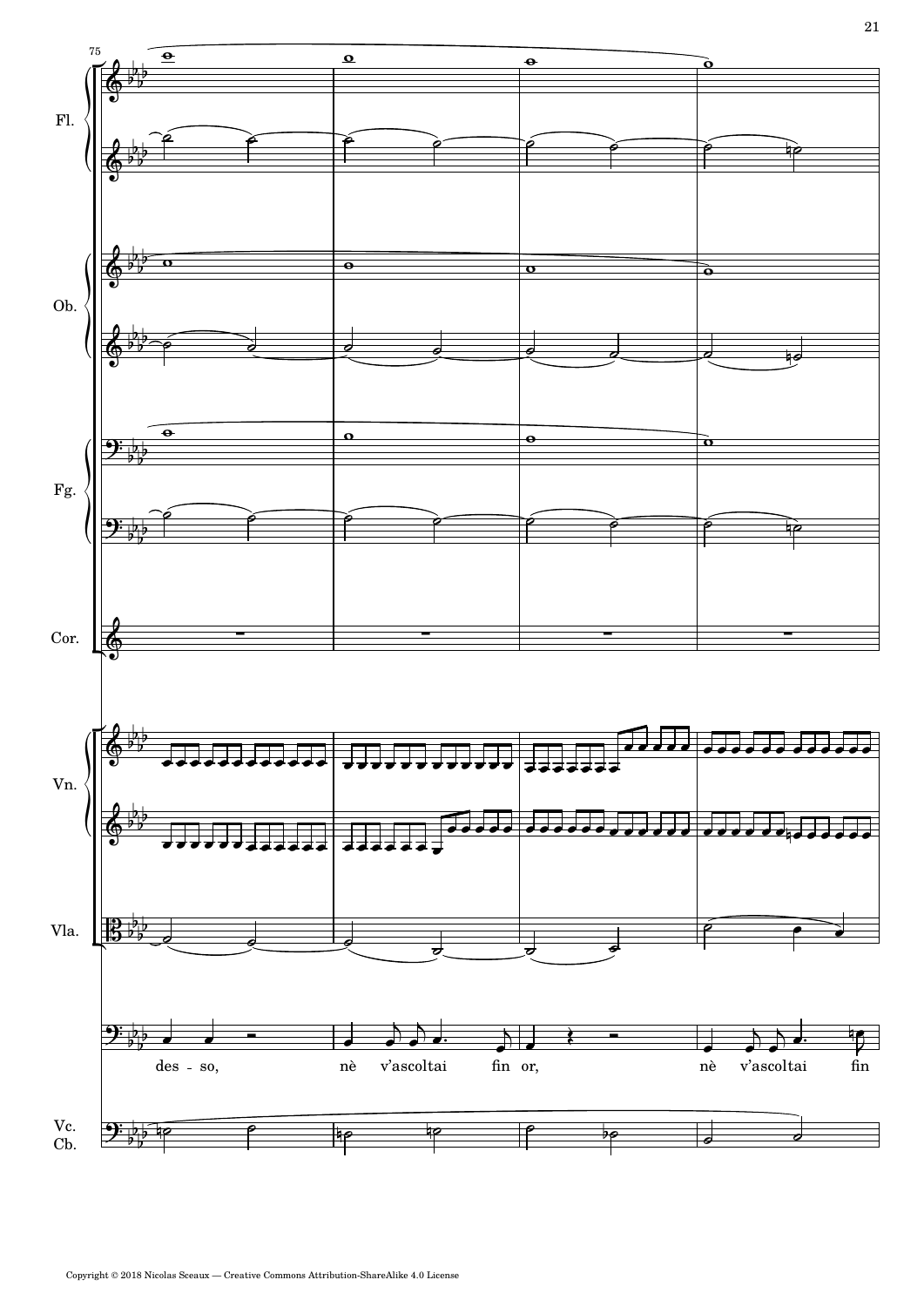Fl.

Ob.

Fg.

Cor.

Vn.

Vla.

des - so, nè v'ascoltai fin or, nè v'ascoltai fin

Vc.
Cb.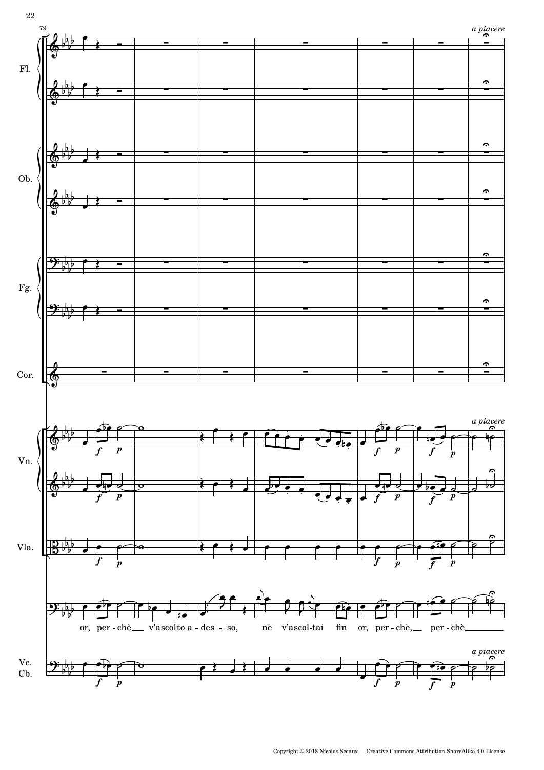79

*a piacere*

Fl.

Ob.

Fg.

Cor.

Vn.

Vla.

or, per-chè v'ascolto a-des-so, nè v'ascol-tai fin or, per-chè, per-chè

Vc.
Cb.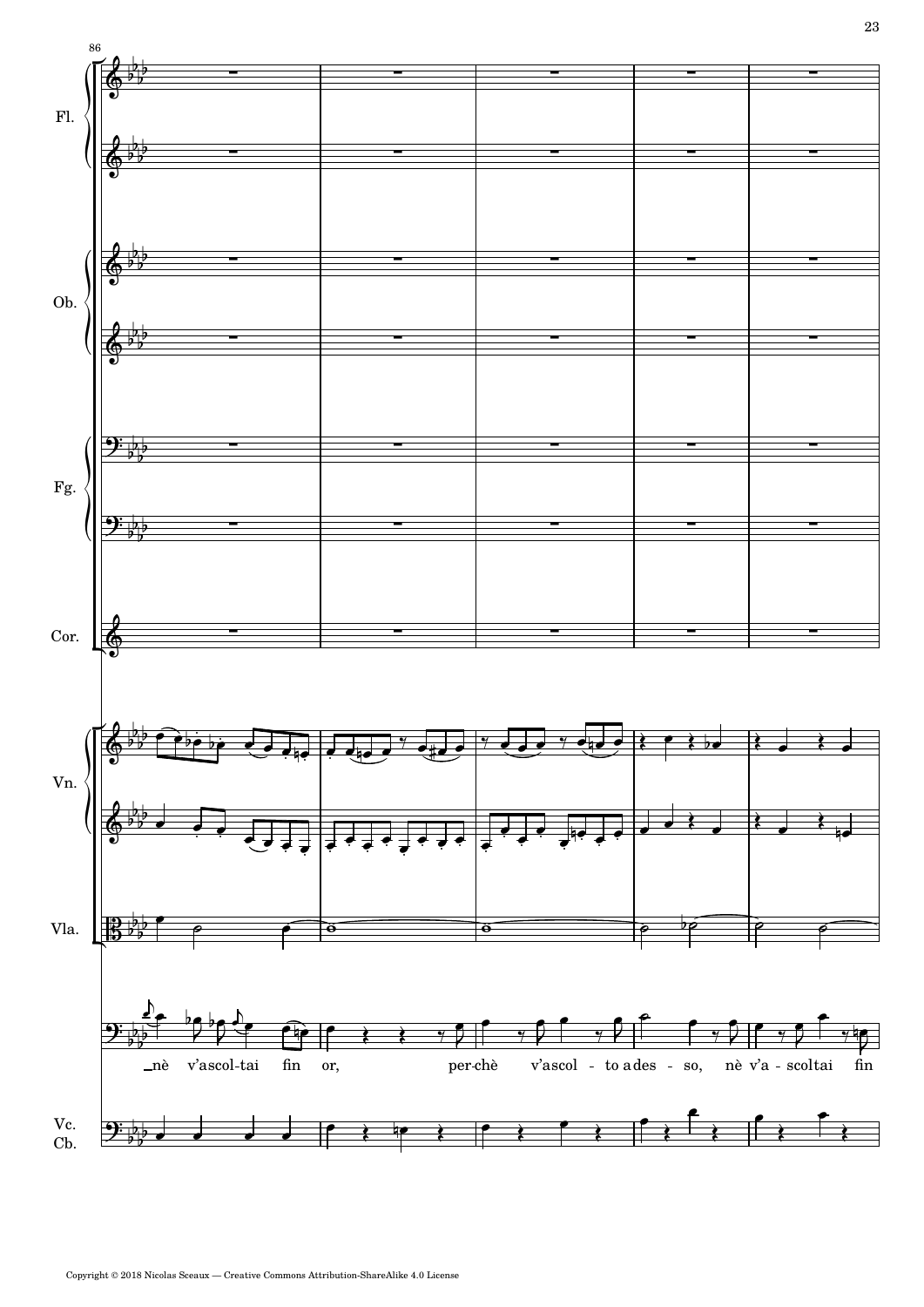86

Fl.

Ob.

Fg.

Cor.

Vn.

Vla.

_nè v'ascol-tai fin or, per-chè v'ascol - to a des - so, nè v'a - scoltai fin

Vc.
Cb.

Copyright © 2018 Nicolas Sceaux — Creative Commons Attribution-ShareAlike 4.0 License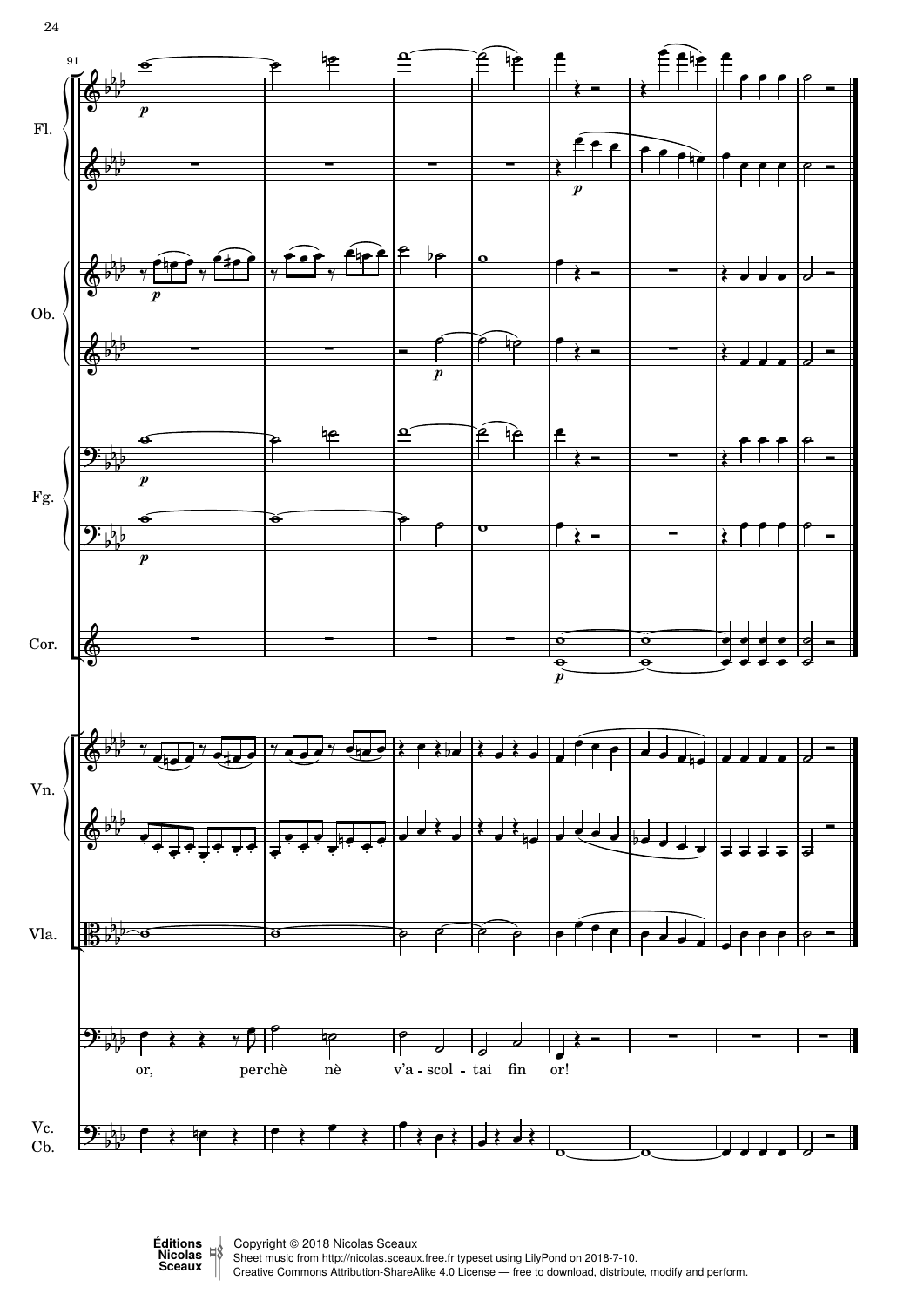Fl.

Ob.

Fg.

Cor.

Vn.

Vla.

or, perchè nè v'a - scol - tai fin or!

Vc. Cb.

Éditions Nicolas Sceaux

Copyright © 2018 Nicolas Sceaux
Sheet music from http://nicolas.sceaux.free.fr typeset using LilyPond on 2018-7-10.
Creative Commons Attribution-ShareAlike 4.0 License — free to download, distribute, modify and perform.